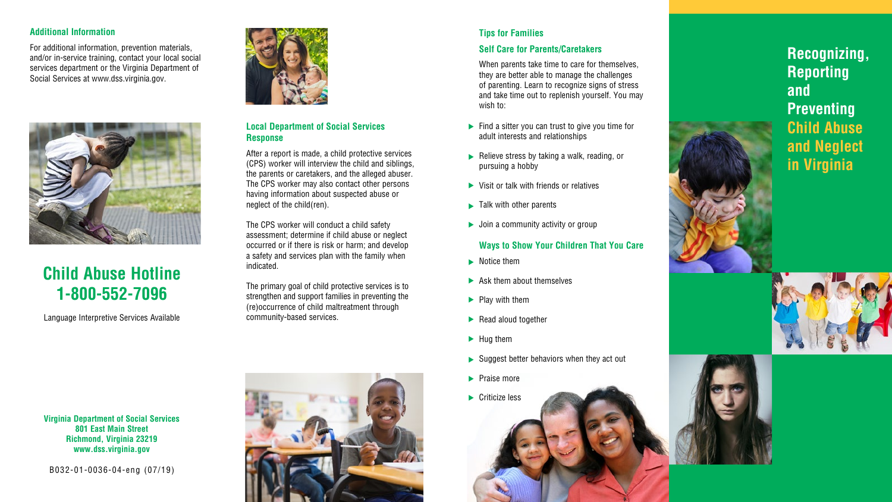### Additional Information

For additional information, prevention materials, and/or in-service training, contact your local social services department or the Virginia Department of Social Services at www.dss.virginia.gov.

## Child Abuse Hotline 1-800-552-7096

Language Interpretive Services Available

**Virginia Department of Social Services**
**801 East Main Street**
**Richmond, Virginia 23219**
**www.dss.virginia.gov**

B032-01-0036-04-eng (07/19)

### Local Department of Social Services Response

After a report is made, a child protective services (CPS) worker will interview the child and siblings, the parents or caretakers, and the alleged abuser. The CPS worker may also contact other persons having information about suspected abuse or neglect of the child(ren).

The CPS worker will conduct a child safety assessment; determine if child abuse or neglect occurred or if there is risk or harm; and develop a safety and services plan with the family when indicated.

The primary goal of child protective services is to strengthen and support families in preventing the (re)occurrence of child maltreatment through community-based services.

### Tips for Families

#### Self Care for Parents/Caretakers

When parents take time to care for themselves, they are better able to manage the challenges of parenting. Learn to recognize signs of stress and take time out to replenish yourself. You may wish to:

- Find a sitter you can trust to give you time for adult interests and relationships
- Relieve stress by taking a walk, reading, or pursuing a hobby
- Visit or talk with friends or relatives
- Talk with other parents
- Join a community activity or group

#### Ways to Show Your Children That You Care

- Notice them
- Ask them about themselves
- Play with them
- Read aloud together
- Hug them
- Suggest better behaviors when they act out
- Praise more
- Criticize less

# Recognizing, Reporting and Preventing Child Abuse and Neglect in Virginia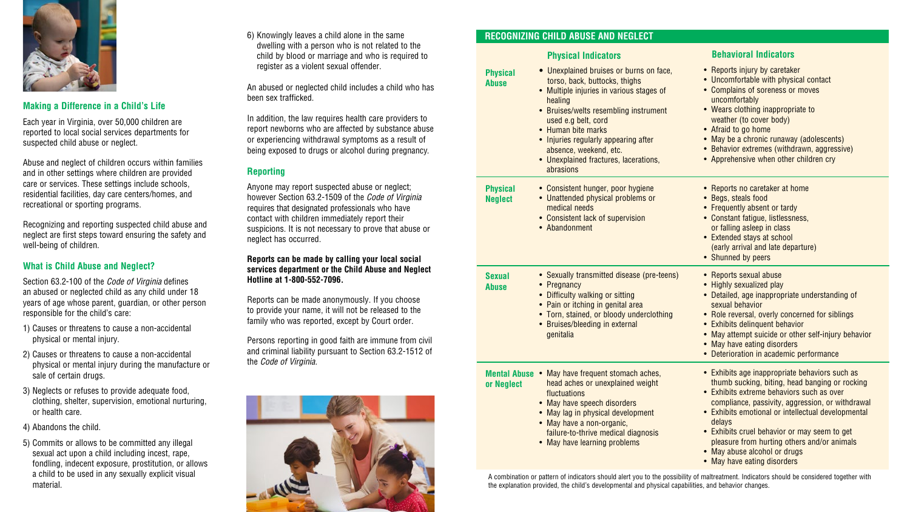## Making a Difference in a Child's Life

Each year in Virginia, over 50,000 children are reported to local social services departments for suspected child abuse or neglect.

Abuse and neglect of children occurs within families and in other settings where children are provided care or services. These settings include schools, residential facilities, day care centers/homes, and recreational or sporting programs.

Recognizing and reporting suspected child abuse and neglect are first steps toward ensuring the safety and well-being of children.

## What is Child Abuse and Neglect?

Section 63.2-100 of the *Code of Virginia* defines an abused or neglected child as any child under 18 years of age whose parent, guardian, or other person responsible for the child's care:

1) Causes or threatens to cause a non-accidental physical or mental injury.
2) Causes or threatens to cause a non-accidental physical or mental injury during the manufacture or sale of certain drugs.
3) Neglects or refuses to provide adequate food, clothing, shelter, supervision, emotional nurturing, or health care.
4) Abandons the child.
5) Commits or allows to be committed any illegal sexual act upon a child including incest, rape, fondling, indecent exposure, prostitution, or allows a child to be used in any sexually explicit visual material.
6) Knowingly leaves a child alone in the same dwelling with a person who is not related to the child by blood or marriage and who is required to register as a violent sexual offender.

An abused or neglected child includes a child who has been sex trafficked.

In addition, the law requires health care providers to report newborns who are affected by substance abuse or experiencing withdrawal symptoms as a result of being exposed to drugs or alcohol during pregnancy.

## Reporting

Anyone may report suspected abuse or neglect; however Section 63.2-1509 of the *Code of Virginia* requires that designated professionals who have contact with children immediately report their suspicions. It is not necessary to prove that abuse or neglect has occurred.

**Reports can be made by calling your local social services department or the Child Abuse and Neglect Hotline at 1-800-552-7096.**

Reports can be made anonymously. If you choose to provide your name, it will not be released to the family who was reported, except by Court order.

Persons reporting in good faith are immune from civil and criminal liability pursuant to Section 63.2-1512 of the *Code of Virginia.*

## RECOGNIZING CHILD ABUSE AND NEGLECT

| | Physical Indicators | Behavioral Indicators |
|---|---|---|
| **Physical Abuse** | • Unexplained bruises or burns on face, torso, back, buttocks, thighs<br>• Multiple injuries in various stages of healing<br>• Bruises/welts resembling instrument used e.g belt, cord<br>• Human bite marks<br>• Injuries regularly appearing after absence, weekend, etc.<br>• Unexplained fractures, lacerations, abrasions | • Reports injury by caretaker<br>• Uncomfortable with physical contact<br>• Complains of soreness or moves uncomfortably<br>• Wears clothing inappropriate to weather (to cover body)<br>• Afraid to go home<br>• May be a chronic runaway (adolescents)<br>• Behavior extremes (withdrawn, aggressive)<br>• Apprehensive when other children cry |
| **Physical Neglect** | • Consistent hunger, poor hygiene<br>• Unattended physical problems or medical needs<br>• Consistent lack of supervision<br>• Abandonment | • Reports no caretaker at home<br>• Begs, steals food<br>• Frequently absent or tardy<br>• Constant fatigue, listlessness, or falling asleep in class<br>• Extended stays at school (early arrival and late departure)<br>• Shunned by peers |
| **Sexual Abuse** | • Sexually transmitted disease (pre-teens)<br>• Pregnancy<br>• Difficulty walking or sitting<br>• Pain or itching in genital area<br>• Torn, stained, or bloody underclothing<br>• Bruises/bleeding in external genitalia | • Reports sexual abuse<br>• Highly sexualized play<br>• Detailed, age inappropriate understanding of sexual behavior<br>• Role reversal, overly concerned for siblings<br>• Exhibits delinquent behavior<br>• May attempt suicide or other self-injury behavior<br>• May have eating disorders<br>• Deterioration in academic performance |
| **Mental Abuse or Neglect** | • May have frequent stomach aches, head aches or unexplained weight fluctuations<br>• May have speech disorders<br>• May lag in physical development<br>• May have a non-organic, failure-to-thrive medical diagnosis<br>• May have learning problems | • Exhibits age inappropriate behaviors such as thumb sucking, biting, head banging or rocking<br>• Exhibits extreme behaviors such as over compliance, passivity, aggression, or withdrawal<br>• Exhibits emotional or intellectual developmental delays<br>• Exhibits cruel behavior or may seem to get pleasure from hurting others and/or animals<br>• May abuse alcohol or drugs<br>• May have eating disorders |

A combination or pattern of indicators should alert you to the possibility of maltreatment. Indicators should be considered together with the explanation provided, the child's developmental and physical capabilities, and behavior changes.